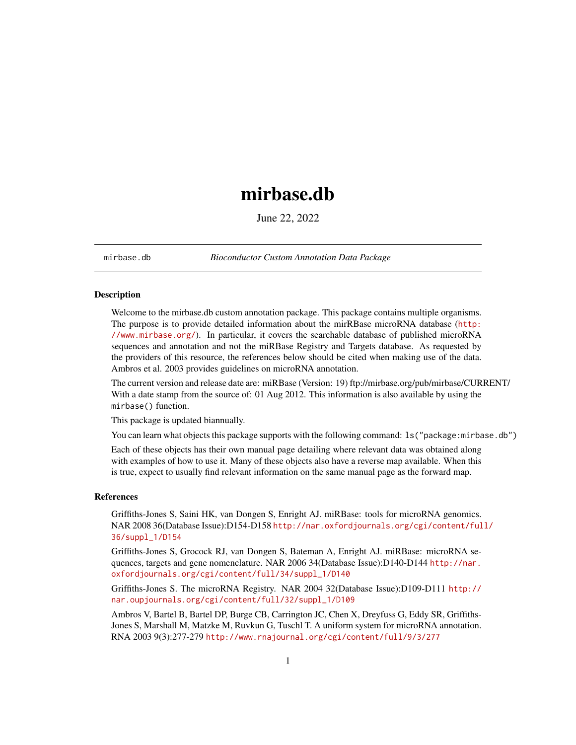# mirbase.db

June 22, 2022

`mirbase.db` *Bioconductor Custom Annotation Data Package*

## Description

Welcome to the mirbase.db custom annotation package. This package contains multiple organisms. The purpose is to provide detailed information about the mirRBase microRNA database (http://www.mirbase.org/). In particular, it covers the searchable database of published microRNA sequences and annotation and not the miRBase Registry and Targets database. As requested by the providers of this resource, the references below should be cited when making use of the data. Ambros et al. 2003 provides guidelines on microRNA annotation.

The current version and release date are: miRBase (Version: 19) ftp://mirbase.org/pub/mirbase/CURRENT/ With a date stamp from the source of: 01 Aug 2012. This information is also available by using the `mirbase()` function.

This package is updated biannually.

You can learn what objects this package supports with the following command: `ls("package:mirbase.db")`

Each of these objects has their own manual page detailing where relevant data was obtained along with examples of how to use it. Many of these objects also have a reverse map available. When this is true, expect to usually find relevant information on the same manual page as the forward map.

## References

Griffiths-Jones S, Saini HK, van Dongen S, Enright AJ. miRBase: tools for microRNA genomics. NAR 2008 36(Database Issue):D154-D158 http://nar.oxfordjournals.org/cgi/content/full/36/suppl_1/D154

Griffiths-Jones S, Grocock RJ, van Dongen S, Bateman A, Enright AJ. miRBase: microRNA sequences, targets and gene nomenclature. NAR 2006 34(Database Issue):D140-D144 http://nar.oxfordjournals.org/cgi/content/full/34/suppl_1/D140

Griffiths-Jones S. The microRNA Registry. NAR 2004 32(Database Issue):D109-D111 http://nar.oupjournals.org/cgi/content/full/32/suppl_1/D109

Ambros V, Bartel B, Bartel DP, Burge CB, Carrington JC, Chen X, Dreyfuss G, Eddy SR, Griffiths-Jones S, Marshall M, Matzke M, Ruvkun G, Tuschl T. A uniform system for microRNA annotation. RNA 2003 9(3):277-279 http://www.rnajournal.org/cgi/content/full/9/3/277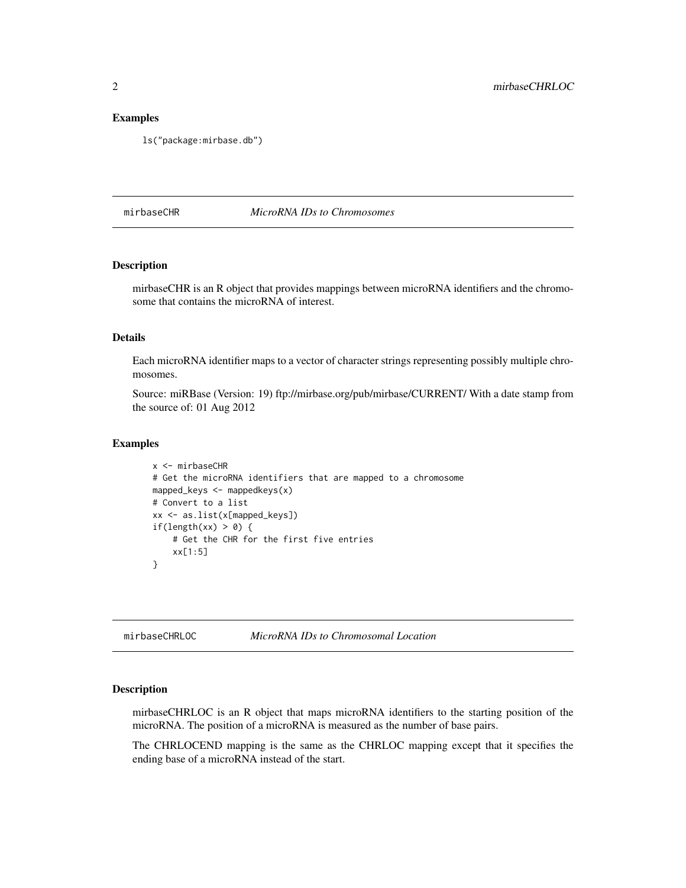### Examples

```
ls("package:mirbase.db")
```

## mirbaseCHR *MicroRNA IDs to Chromosomes*

### Description

mirbaseCHR is an R object that provides mappings between microRNA identifiers and the chromosome that contains the microRNA of interest.

### Details

Each microRNA identifier maps to a vector of character strings representing possibly multiple chromosomes.

Source: miRBase (Version: 19) ftp://mirbase.org/pub/mirbase/CURRENT/ With a date stamp from the source of: 01 Aug 2012

### Examples

```
x <- mirbaseCHR
# Get the microRNA identifiers that are mapped to a chromosome
mapped_keys <- mappedkeys(x)
# Convert to a list
xx <- as.list(x[mapped_keys])
if(length(xx) > 0) {
    # Get the CHR for the first five entries
    xx[1:5]
}
```

## mirbaseCHRLOC *MicroRNA IDs to Chromosomal Location*

### Description

mirbaseCHRLOC is an R object that maps microRNA identifiers to the starting position of the microRNA. The position of a microRNA is measured as the number of base pairs.

The CHRLOCEND mapping is the same as the CHRLOC mapping except that it specifies the ending base of a microRNA instead of the start.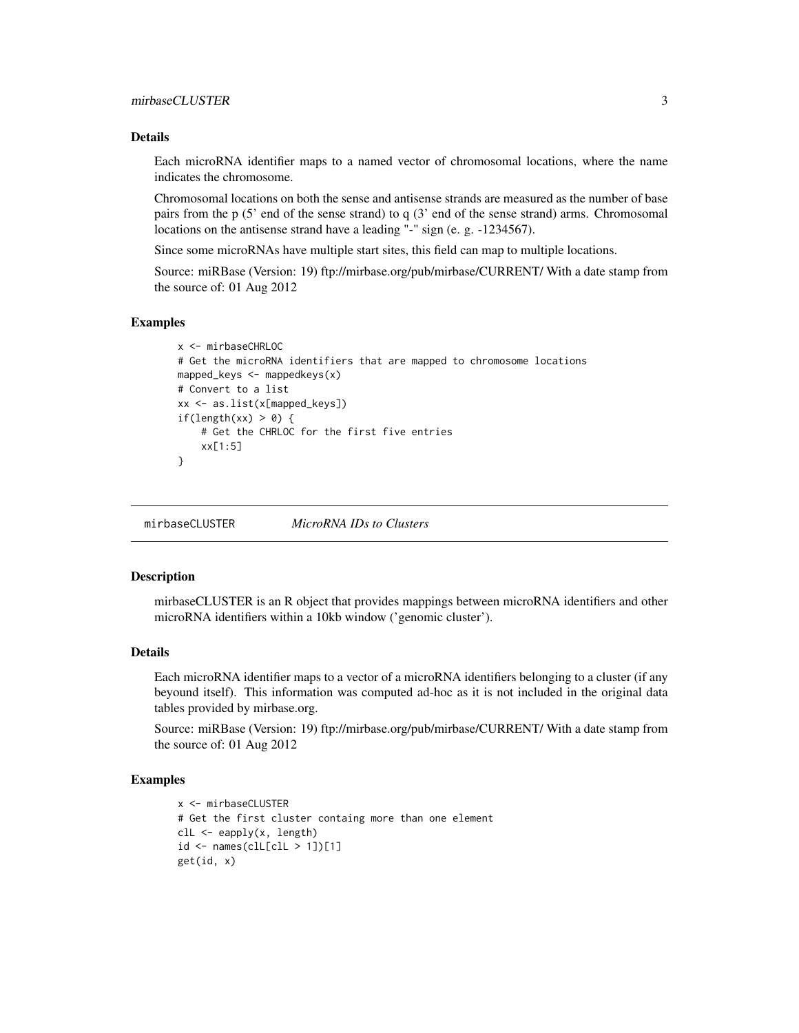### Details

Each microRNA identifier maps to a named vector of chromosomal locations, where the name indicates the chromosome.

Chromosomal locations on both the sense and antisense strands are measured as the number of base pairs from the p (5' end of the sense strand) to q (3' end of the sense strand) arms. Chromosomal locations on the antisense strand have a leading "-" sign (e. g. -1234567).

Since some microRNAs have multiple start sites, this field can map to multiple locations.

Source: miRBase (Version: 19) ftp://mirbase.org/pub/mirbase/CURRENT/ With a date stamp from the source of: 01 Aug 2012

### Examples

```
x <- mirbaseCHRLOC
# Get the microRNA identifiers that are mapped to chromosome locations
mapped_keys <- mappedkeys(x)
# Convert to a list
xx <- as.list(x[mapped_keys])
if(length(xx) > 0) {
    # Get the CHRLOC for the first five entries
    xx[1:5]
}
```

---

## mirbaseCLUSTER *MicroRNA IDs to Clusters*

### Description

mirbaseCLUSTER is an R object that provides mappings between microRNA identifiers and other microRNA identifiers within a 10kb window ('genomic cluster').

### Details

Each microRNA identifier maps to a vector of a microRNA identifiers belonging to a cluster (if any beyound itself). This information was computed ad-hoc as it is not included in the original data tables provided by mirbase.org.

Source: miRBase (Version: 19) ftp://mirbase.org/pub/mirbase/CURRENT/ With a date stamp from the source of: 01 Aug 2012

### Examples

```
x <- mirbaseCLUSTER
# Get the first cluster containg more than one element
clL <- eapply(x, length)
id <- names(clL[clL > 1])[1]
get(id, x)
```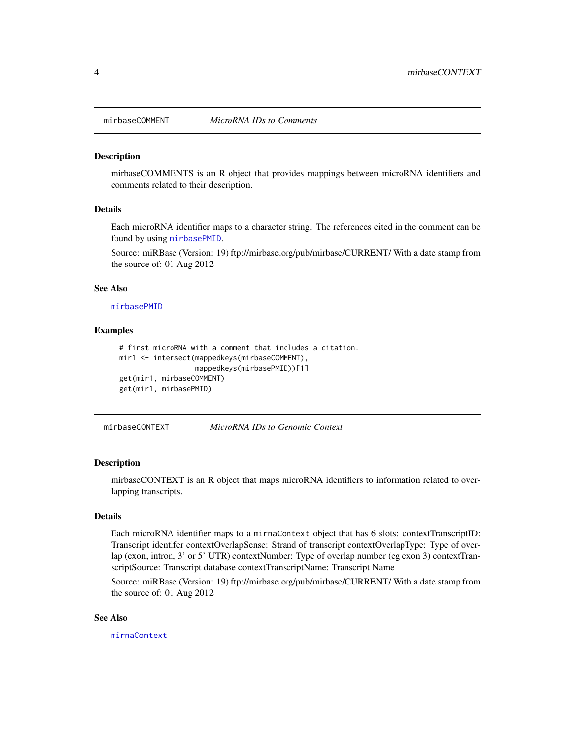## mirbaseCOMMENT — *MicroRNA IDs to Comments*

### Description

mirbaseCOMMENTS is an R object that provides mappings between microRNA identifiers and comments related to their description.

### Details

Each microRNA identifier maps to a character string. The references cited in the comment can be found by using `mirbasePMID`.

Source: miRBase (Version: 19) ftp://mirbase.org/pub/mirbase/CURRENT/ With a date stamp from the source of: 01 Aug 2012

### See Also

`mirbasePMID`

### Examples

```
# first microRNA with a comment that includes a citation.
mir1 <- intersect(mappedkeys(mirbaseCOMMENT),
                  mappedkeys(mirbasePMID))[1]
get(mir1, mirbaseCOMMENT)
get(mir1, mirbasePMID)
```

## mirbaseCONTEXT — *MicroRNA IDs to Genomic Context*

### Description

mirbaseCONTEXT is an R object that maps microRNA identifiers to information related to overlapping transcripts.

### Details

Each microRNA identifier maps to a `mirnaContext` object that has 6 slots: contextTranscriptID: Transcript identifer contextOverlapSense: Strand of transcript contextOverlapType: Type of overlap (exon, intron, 3' or 5' UTR) contextNumber: Type of overlap number (eg exon 3) contextTranscriptSource: Transcript database contextTranscriptName: Transcript Name

Source: miRBase (Version: 19) ftp://mirbase.org/pub/mirbase/CURRENT/ With a date stamp from the source of: 01 Aug 2012

### See Also

`mirnaContext`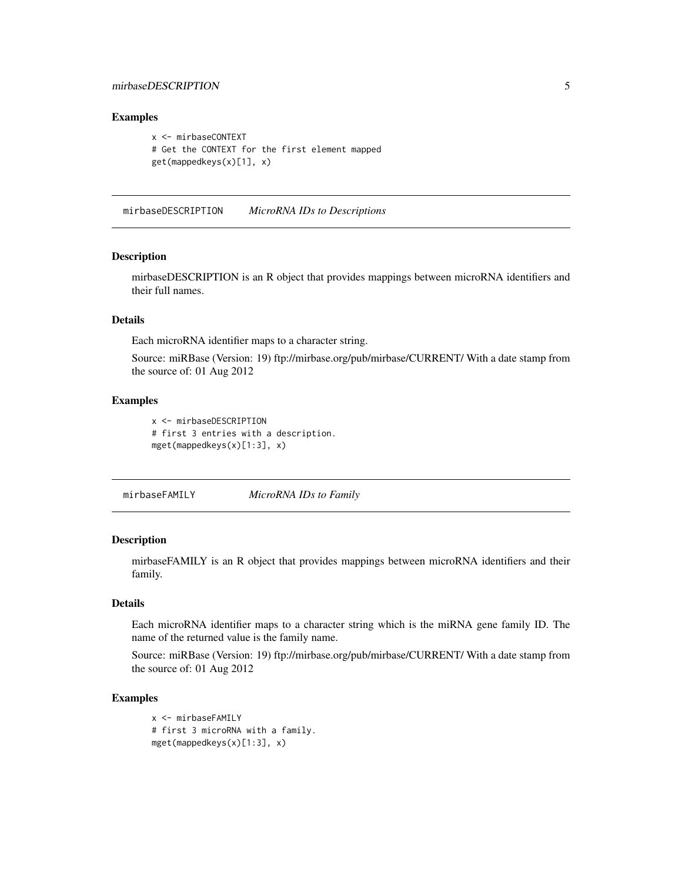### Examples

```
x <- mirbaseCONTEXT
# Get the CONTEXT for the first element mapped
get(mappedkeys(x)[1], x)
```

---

## mirbaseDESCRIPTION *MicroRNA IDs to Descriptions*

---

### Description

mirbaseDESCRIPTION is an R object that provides mappings between microRNA identifiers and their full names.

### Details

Each microRNA identifier maps to a character string.

Source: miRBase (Version: 19) ftp://mirbase.org/pub/mirbase/CURRENT/ With a date stamp from the source of: 01 Aug 2012

### Examples

```
x <- mirbaseDESCRIPTION
# first 3 entries with a description.
mget(mappedkeys(x)[1:3], x)
```

---

## mirbaseFAMILY *MicroRNA IDs to Family*

---

### Description

mirbaseFAMILY is an R object that provides mappings between microRNA identifiers and their family.

### Details

Each microRNA identifier maps to a character string which is the miRNA gene family ID. The name of the returned value is the family name.

Source: miRBase (Version: 19) ftp://mirbase.org/pub/mirbase/CURRENT/ With a date stamp from the source of: 01 Aug 2012

### Examples

```
x <- mirbaseFAMILY
# first 3 microRNA with a family.
mget(mappedkeys(x)[1:3], x)
```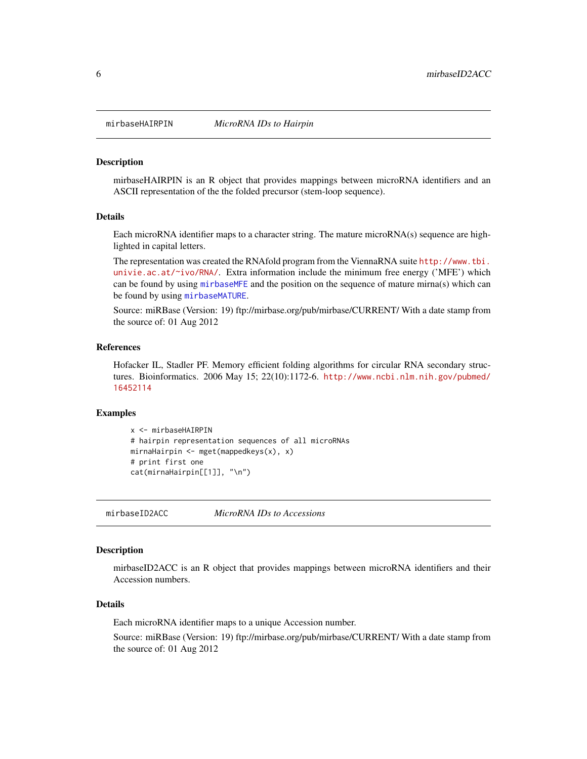## mirbaseHAIRPIN — *MicroRNA IDs to Hairpin*

### Description

mirbaseHAIRPIN is an R object that provides mappings between microRNA identifiers and an ASCII representation of the the folded precursor (stem-loop sequence).

### Details

Each microRNA identifier maps to a character string. The mature microRNA(s) sequence are highlighted in capital letters.

The representation was created the RNAfold program from the ViennaRNA suite http://www.tbi.univie.ac.at/~ivo/RNA/. Extra information include the minimum free energy ('MFE') which can be found by using mirbaseMFE and the position on the sequence of mature mirna(s) which can be found by using mirbaseMATURE.

Source: miRBase (Version: 19) ftp://mirbase.org/pub/mirbase/CURRENT/ With a date stamp from the source of: 01 Aug 2012

### References

Hofacker IL, Stadler PF. Memory efficient folding algorithms for circular RNA secondary structures. Bioinformatics. 2006 May 15; 22(10):1172-6. http://www.ncbi.nlm.nih.gov/pubmed/16452114

### Examples

```
x <- mirbaseHAIRPIN
# hairpin representation sequences of all microRNAs
mirnaHairpin <- mget(mappedkeys(x), x)
# print first one
cat(mirnaHairpin[[1]], "\n")
```

## mirbaseID2ACC — *MicroRNA IDs to Accessions*

### Description

mirbaseID2ACC is an R object that provides mappings between microRNA identifiers and their Accession numbers.

### Details

Each microRNA identifier maps to a unique Accession number.

Source: miRBase (Version: 19) ftp://mirbase.org/pub/mirbase/CURRENT/ With a date stamp from the source of: 01 Aug 2012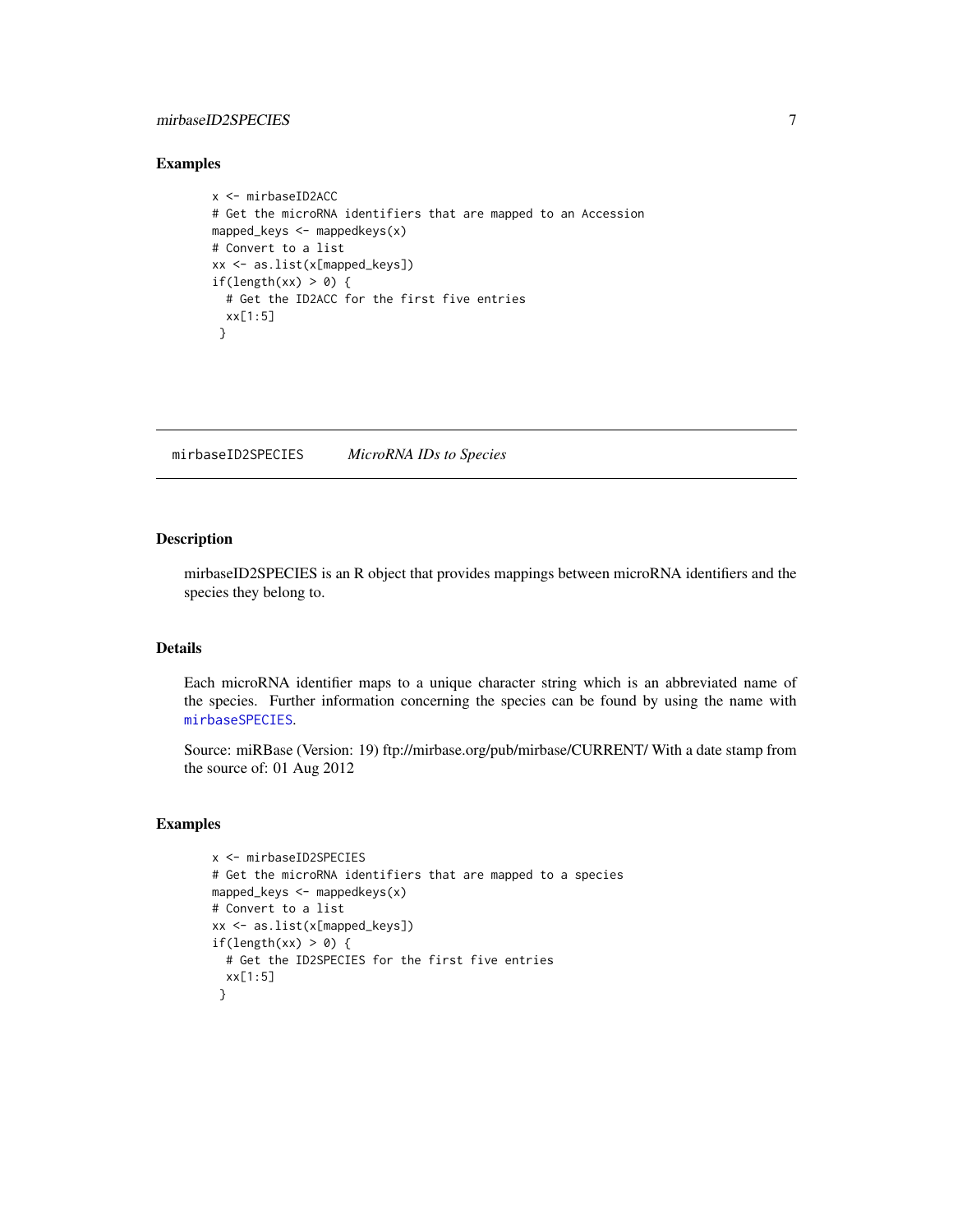## Examples

```
x <- mirbaseID2ACC
# Get the microRNA identifiers that are mapped to an Accession
mapped_keys <- mappedkeys(x)
# Convert to a list
xx <- as.list(x[mapped_keys])
if(length(xx) > 0) {
  # Get the ID2ACC for the first five entries
  xx[1:5]
 }
```

---

# mirbaseID2SPECIES *MicroRNA IDs to Species*

---

## Description

mirbaseID2SPECIES is an R object that provides mappings between microRNA identifiers and the species they belong to.

## Details

Each microRNA identifier maps to a unique character string which is an abbreviated name of the species. Further information concerning the species can be found by using the name with `mirbaseSPECIES`.

Source: miRBase (Version: 19) ftp://mirbase.org/pub/mirbase/CURRENT/ With a date stamp from the source of: 01 Aug 2012

## Examples

```
x <- mirbaseID2SPECIES
# Get the microRNA identifiers that are mapped to a species
mapped_keys <- mappedkeys(x)
# Convert to a list
xx <- as.list(x[mapped_keys])
if(length(xx) > 0) {
  # Get the ID2SPECIES for the first five entries
  xx[1:5]
 }
```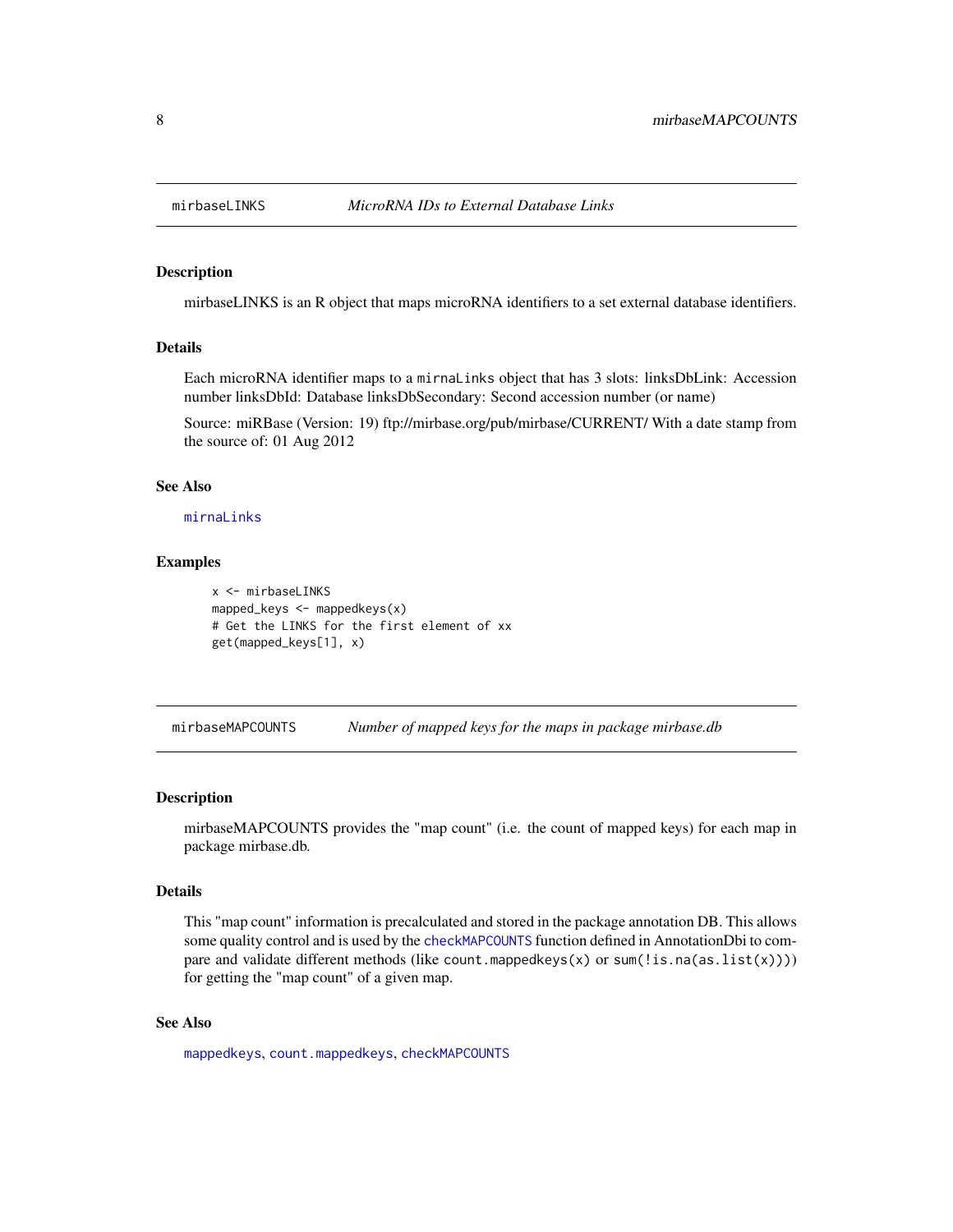## mirbaseLINKS *MicroRNA IDs to External Database Links*

### Description

mirbaseLINKS is an R object that maps microRNA identifiers to a set external database identifiers.

### Details

Each microRNA identifier maps to a `mirnaLinks` object that has 3 slots: linksDbLink: Accession number linksDbId: Database linksDbSecondary: Second accession number (or name)

Source: miRBase (Version: 19) ftp://mirbase.org/pub/mirbase/CURRENT/ With a date stamp from the source of: 01 Aug 2012

### See Also

`mirnaLinks`

### Examples

```
x <- mirbaseLINKS
mapped_keys <- mappedkeys(x)
# Get the LINKS for the first element of xx
get(mapped_keys[1], x)
```

## mirbaseMAPCOUNTS *Number of mapped keys for the maps in package mirbase.db*

### Description

mirbaseMAPCOUNTS provides the "map count" (i.e. the count of mapped keys) for each map in package mirbase.db.

### Details

This "map count" information is precalculated and stored in the package annotation DB. This allows some quality control and is used by the `checkMAPCOUNTS` function defined in AnnotationDbi to compare and validate different methods (like `count.mappedkeys(x)` or `sum(!is.na(as.list(x)))`) for getting the "map count" of a given map.

### See Also

`mappedkeys`, `count.mappedkeys`, `checkMAPCOUNTS`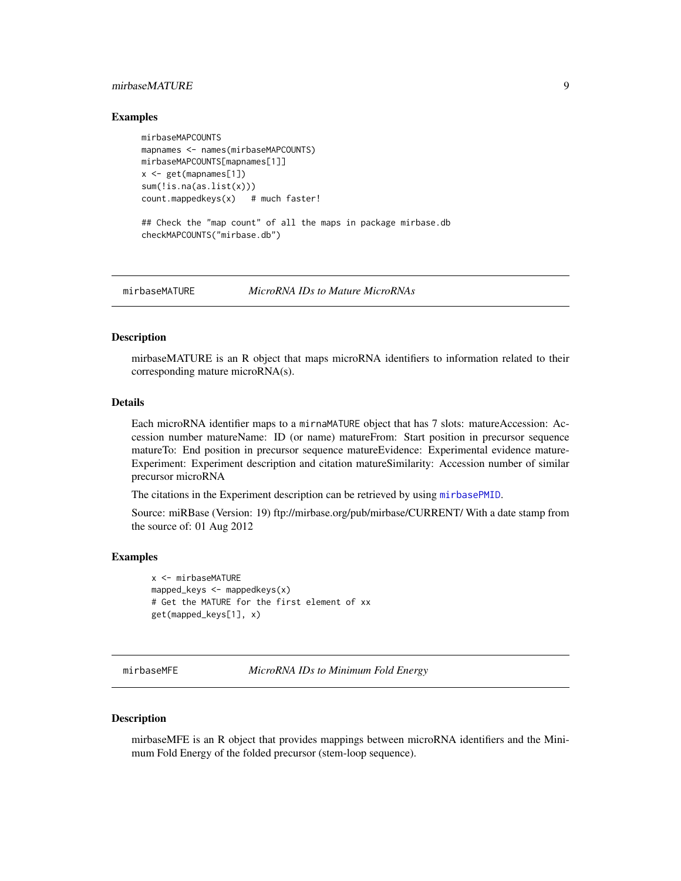## Examples

```
mirbaseMAPCOUNTS
mapnames <- names(mirbaseMAPCOUNTS)
mirbaseMAPCOUNTS[mapnames[1]]
x <- get(mapnames[1])
sum(!is.na(as.list(x)))
count.mappedkeys(x)   # much faster!

## Check the "map count" of all the maps in package mirbase.db
checkMAPCOUNTS("mirbase.db")
```

---

# mirbaseMATURE — *MicroRNA IDs to Mature MicroRNAs*

## Description

mirbaseMATURE is an R object that maps microRNA identifiers to information related to their corresponding mature microRNA(s).

## Details

Each microRNA identifier maps to a `mirnaMATURE` object that has 7 slots: matureAccession: Accession number matureName: ID (or name) matureFrom: Start position in precursor sequence matureTo: End position in precursor sequence matureEvidence: Experimental evidence matureExperiment: Experiment description and citation matureSimilarity: Accession number of similar precursor microRNA

The citations in the Experiment description can be retrieved by using `mirbasePMID`.

Source: miRBase (Version: 19) ftp://mirbase.org/pub/mirbase/CURRENT/ With a date stamp from the source of: 01 Aug 2012

## Examples

```
x <- mirbaseMATURE
mapped_keys <- mappedkeys(x)
# Get the MATURE for the first element of xx
get(mapped_keys[1], x)
```

---

# mirbaseMFE — *MicroRNA IDs to Minimum Fold Energy*

## Description

mirbaseMFE is an R object that provides mappings between microRNA identifiers and the Minimum Fold Energy of the folded precursor (stem-loop sequence).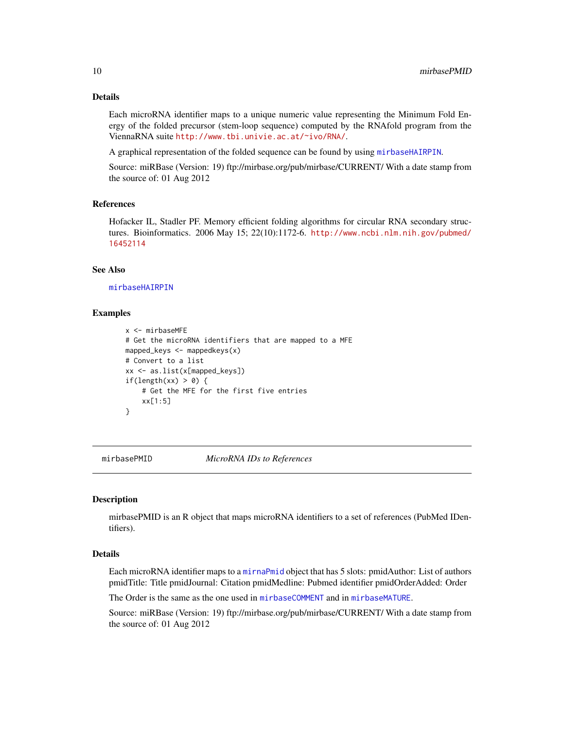## Details

Each microRNA identifier maps to a unique numeric value representing the Minimum Fold Energy of the folded precursor (stem-loop sequence) computed by the RNAfold program from the ViennaRNA suite http://www.tbi.univie.ac.at/~ivo/RNA/.

A graphical representation of the folded sequence can be found by using mirbaseHAIRPIN.

Source: miRBase (Version: 19) ftp://mirbase.org/pub/mirbase/CURRENT/ With a date stamp from the source of: 01 Aug 2012

## References

Hofacker IL, Stadler PF. Memory efficient folding algorithms for circular RNA secondary structures. Bioinformatics. 2006 May 15; 22(10):1172-6. http://www.ncbi.nlm.nih.gov/pubmed/16452114

## See Also

mirbaseHAIRPIN

## Examples

```
x <- mirbaseMFE
# Get the microRNA identifiers that are mapped to a MFE
mapped_keys <- mappedkeys(x)
# Convert to a list
xx <- as.list(x[mapped_keys])
if(length(xx) > 0) {
    # Get the MFE for the first five entries
    xx[1:5]
}
```

---

# mirbasePMID &nbsp;&nbsp;&nbsp; *MicroRNA IDs to References*

## Description

mirbasePMID is an R object that maps microRNA identifiers to a set of references (PubMed IDentifiers).

## Details

Each microRNA identifier maps to a mirnaPmid object that has 5 slots: pmidAuthor: List of authors pmidTitle: Title pmidJournal: Citation pmidMedline: Pubmed identifier pmidOrderAdded: Order

The Order is the same as the one used in mirbaseCOMMENT and in mirbaseMATURE.

Source: miRBase (Version: 19) ftp://mirbase.org/pub/mirbase/CURRENT/ With a date stamp from the source of: 01 Aug 2012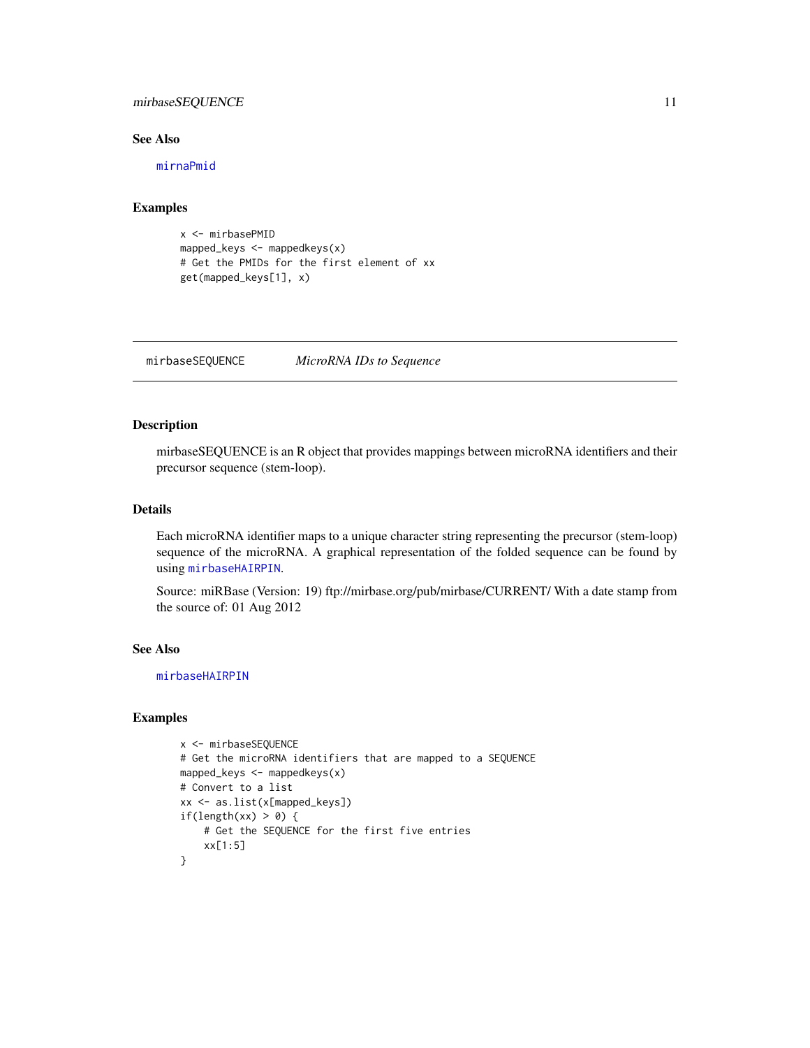### See Also

mirnaPmid

### Examples

```
x <- mirbasePMID
mapped_keys <- mappedkeys(x)
# Get the PMIDs for the first element of xx
get(mapped_keys[1], x)
```

---

## mirbaseSEQUENCE *MicroRNA IDs to Sequence*

---

### Description

mirbaseSEQUENCE is an R object that provides mappings between microRNA identifiers and their precursor sequence (stem-loop).

### Details

Each microRNA identifier maps to a unique character string representing the precursor (stem-loop) sequence of the microRNA. A graphical representation of the folded sequence can be found by using mirbaseHAIRPIN.

Source: miRBase (Version: 19) ftp://mirbase.org/pub/mirbase/CURRENT/ With a date stamp from the source of: 01 Aug 2012

### See Also

mirbaseHAIRPIN

### Examples

```
x <- mirbaseSEQUENCE
# Get the microRNA identifiers that are mapped to a SEQUENCE
mapped_keys <- mappedkeys(x)
# Convert to a list
xx <- as.list(x[mapped_keys])
if(length(xx) > 0) {
    # Get the SEQUENCE for the first five entries
    xx[1:5]
}
```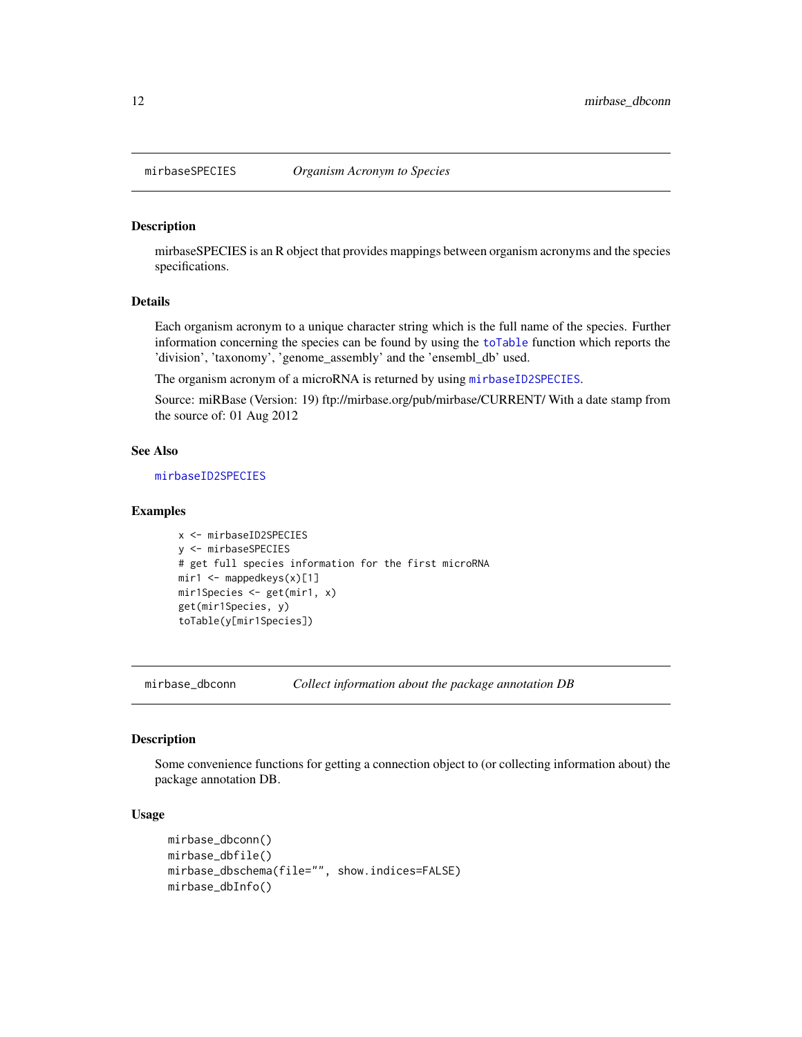## mirbaseSPECIES — *Organism Acronym to Species*

### Description

mirbaseSPECIES is an R object that provides mappings between organism acronyms and the species specifications.

### Details

Each organism acronym to a unique character string which is the full name of the species. Further information concerning the species can be found by using the toTable function which reports the 'division', 'taxonomy', 'genome_assembly' and the 'ensembl_db' used.

The organism acronym of a microRNA is returned by using mirbaseID2SPECIES.

Source: miRBase (Version: 19) ftp://mirbase.org/pub/mirbase/CURRENT/ With a date stamp from the source of: 01 Aug 2012

### See Also

mirbaseID2SPECIES

### Examples

```
x <- mirbaseID2SPECIES
y <- mirbaseSPECIES
# get full species information for the first microRNA
mir1 <- mappedkeys(x)[1]
mir1Species <- get(mir1, x)
get(mir1Species, y)
toTable(y[mir1Species])
```

## mirbase_dbconn — *Collect information about the package annotation DB*

### Description

Some convenience functions for getting a connection object to (or collecting information about) the package annotation DB.

### Usage

```
mirbase_dbconn()
mirbase_dbfile()
mirbase_dbschema(file="", show.indices=FALSE)
mirbase_dbInfo()
```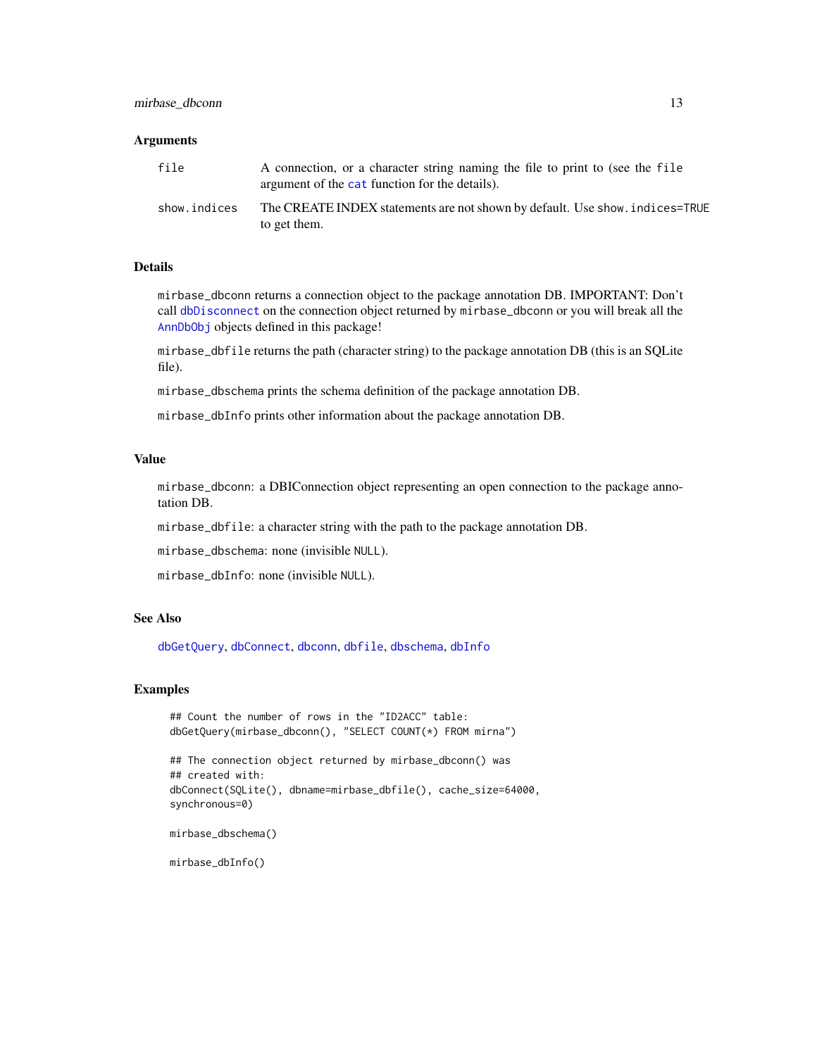## Arguments

| | |
|---|---|
| file | A connection, or a character string naming the file to print to (see the file argument of the cat function for the details). |
| show.indices | The CREATE INDEX statements are not shown by default. Use show.indices=TRUE to get them. |

## Details

mirbase_dbconn returns a connection object to the package annotation DB. IMPORTANT: Don't call dbDisconnect on the connection object returned by mirbase_dbconn or you will break all the AnnDbObj objects defined in this package!

mirbase_dbfile returns the path (character string) to the package annotation DB (this is an SQLite file).

mirbase_dbschema prints the schema definition of the package annotation DB.

mirbase_dbInfo prints other information about the package annotation DB.

## Value

mirbase_dbconn: a DBIConnection object representing an open connection to the package annotation DB.

mirbase_dbfile: a character string with the path to the package annotation DB.

mirbase_dbschema: none (invisible NULL).

mirbase_dbInfo: none (invisible NULL).

## See Also

dbGetQuery, dbConnect, dbconn, dbfile, dbschema, dbInfo

## Examples

```
## Count the number of rows in the "ID2ACC" table:
dbGetQuery(mirbase_dbconn(), "SELECT COUNT(*) FROM mirna")

## The connection object returned by mirbase_dbconn() was
## created with:
dbConnect(SQLite(), dbname=mirbase_dbfile(), cache_size=64000,
synchronous=0)

mirbase_dbschema()

mirbase_dbInfo()
```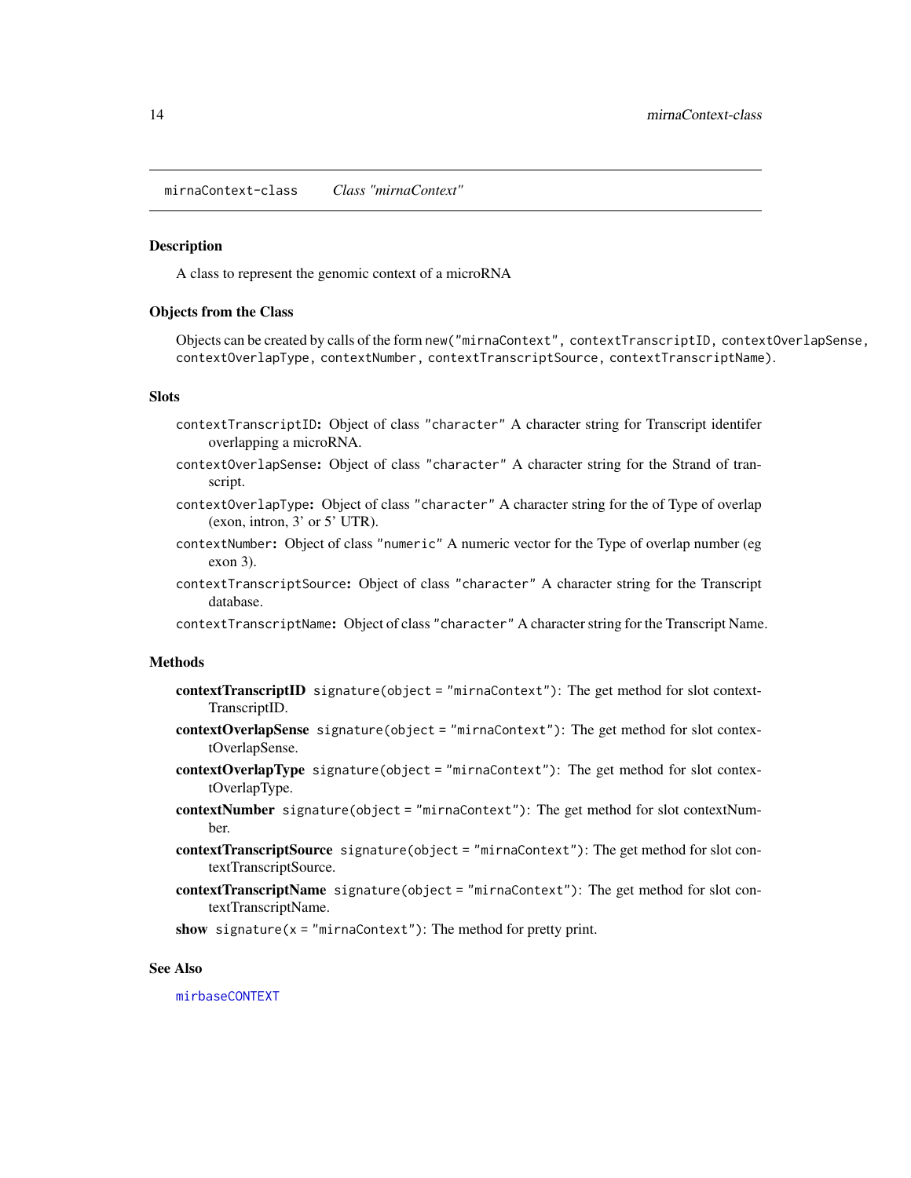mirnaContext-class    *Class "mirnaContext"*

### Description

A class to represent the genomic context of a microRNA

### Objects from the Class

Objects can be created by calls of the form `new("mirnaContext", contextTranscriptID, contextOverlapSense, contextOverlapType, contextNumber, contextTranscriptSource, contextTranscriptName)`.

### Slots

- `contextTranscriptID`**:** Object of class `"character"` A character string for Transcript identifer overlapping a microRNA.
- `contextOverlapSense`**:** Object of class `"character"` A character string for the Strand of transcript.
- `contextOverlapType`**:** Object of class `"character"` A character string for the of Type of overlap (exon, intron, 3' or 5' UTR).
- `contextNumber`**:** Object of class `"numeric"` A numeric vector for the Type of overlap number (eg exon 3).
- `contextTranscriptSource`**:** Object of class `"character"` A character string for the Transcript database.
- `contextTranscriptName`**:** Object of class `"character"` A character string for the Transcript Name.

### Methods

- **contextTranscriptID** `signature(object = "mirnaContext")`: The get method for slot contextTranscriptID.
- **contextOverlapSense** `signature(object = "mirnaContext")`: The get method for slot contextOverlapSense.
- **contextOverlapType** `signature(object = "mirnaContext")`: The get method for slot contextOverlapType.
- **contextNumber** `signature(object = "mirnaContext")`: The get method for slot contextNumber.
- **contextTranscriptSource** `signature(object = "mirnaContext")`: The get method for slot contextTranscriptSource.
- **contextTranscriptName** `signature(object = "mirnaContext")`: The get method for slot contextTranscriptName.
- **show** `signature(x = "mirnaContext")`: The method for pretty print.

### See Also

`mirbaseCONTEXT`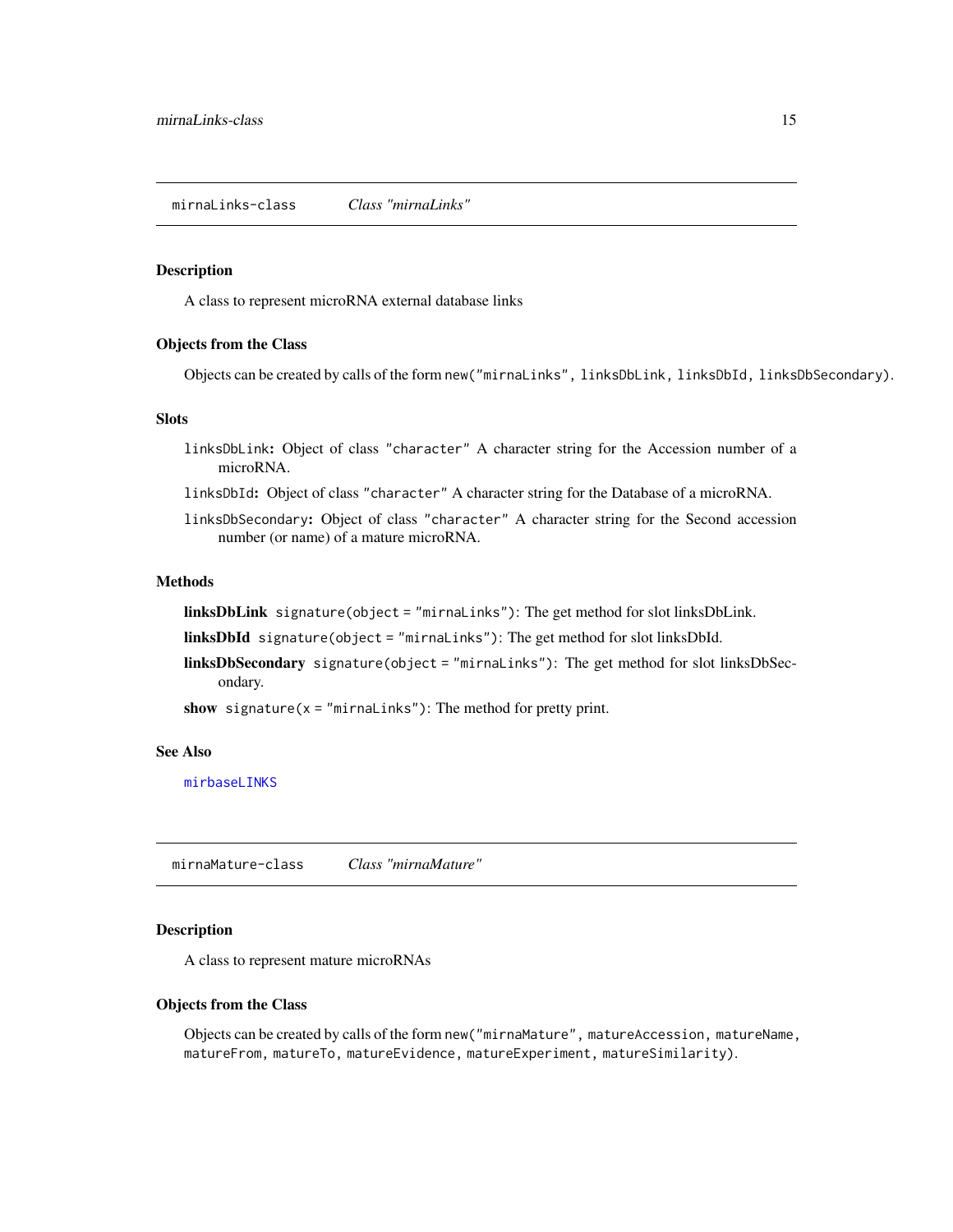## mirnaLinks-class *Class "mirnaLinks"*

### Description

A class to represent microRNA external database links

### Objects from the Class

Objects can be created by calls of the form `new("mirnaLinks", linksDbLink, linksDbId, linksDbSecondary)`.

### Slots

`linksDbLink`**:** Object of class `"character"` A character string for the Accession number of a microRNA.

`linksDbId`**:** Object of class `"character"` A character string for the Database of a microRNA.

`linksDbSecondary`**:** Object of class `"character"` A character string for the Second accession number (or name) of a mature microRNA.

### Methods

**linksDbLink** `signature(object = "mirnaLinks")`: The get method for slot linksDbLink.

**linksDbId** `signature(object = "mirnaLinks")`: The get method for slot linksDbId.

**linksDbSecondary** `signature(object = "mirnaLinks")`: The get method for slot linksDbSecondary.

**show** `signature(x = "mirnaLinks")`: The method for pretty print.

### See Also

`mirbaseLINKS`

## mirnaMature-class *Class "mirnaMature"*

### Description

A class to represent mature microRNAs

### Objects from the Class

Objects can be created by calls of the form `new("mirnaMature", matureAccession, matureName, matureFrom, matureTo, matureEvidence, matureExperiment, matureSimilarity)`.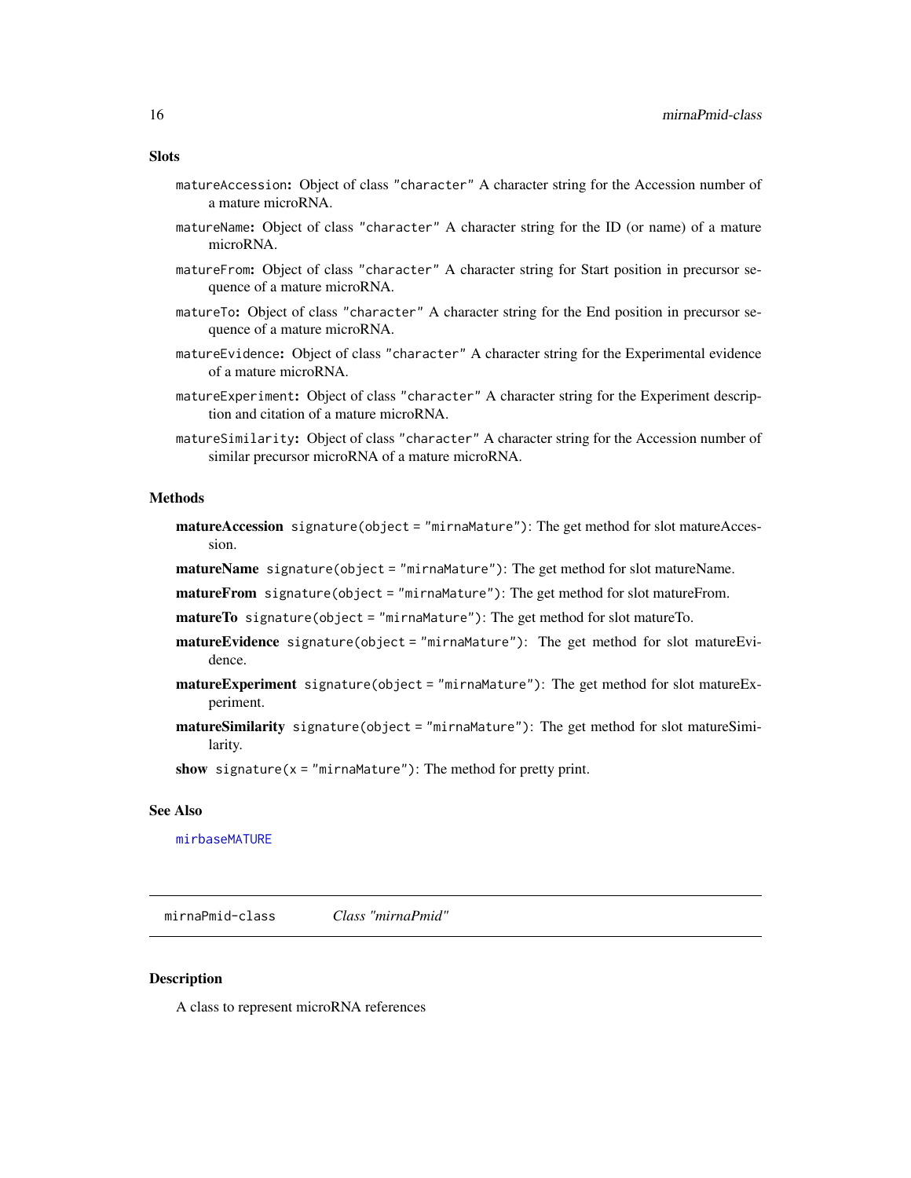## Slots

- `matureAccession`: Object of class `"character"` A character string for the Accession number of a mature microRNA.
- `matureName`: Object of class `"character"` A character string for the ID (or name) of a mature microRNA.
- `matureFrom`: Object of class `"character"` A character string for Start position in precursor sequence of a mature microRNA.
- `matureTo`: Object of class `"character"` A character string for the End position in precursor sequence of a mature microRNA.
- `matureEvidence`: Object of class `"character"` A character string for the Experimental evidence of a mature microRNA.
- `matureExperiment`: Object of class `"character"` A character string for the Experiment description and citation of a mature microRNA.
- `matureSimilarity`: Object of class `"character"` A character string for the Accession number of similar precursor microRNA of a mature microRNA.

## Methods

- **matureAccession** `signature(object = "mirnaMature")`: The get method for slot matureAccession.
- **matureName** `signature(object = "mirnaMature")`: The get method for slot matureName.
- **matureFrom** `signature(object = "mirnaMature")`: The get method for slot matureFrom.
- **matureTo** `signature(object = "mirnaMature")`: The get method for slot matureTo.
- **matureEvidence** `signature(object = "mirnaMature")`: The get method for slot matureEvidence.
- **matureExperiment** `signature(object = "mirnaMature")`: The get method for slot matureExperiment.
- **matureSimilarity** `signature(object = "mirnaMature")`: The get method for slot matureSimilarity.
- **show** `signature(x = "mirnaMature")`: The method for pretty print.

## See Also

`mirbaseMATURE`

---

# mirnaPmid-class *Class "mirnaPmid"*

## Description

A class to represent microRNA references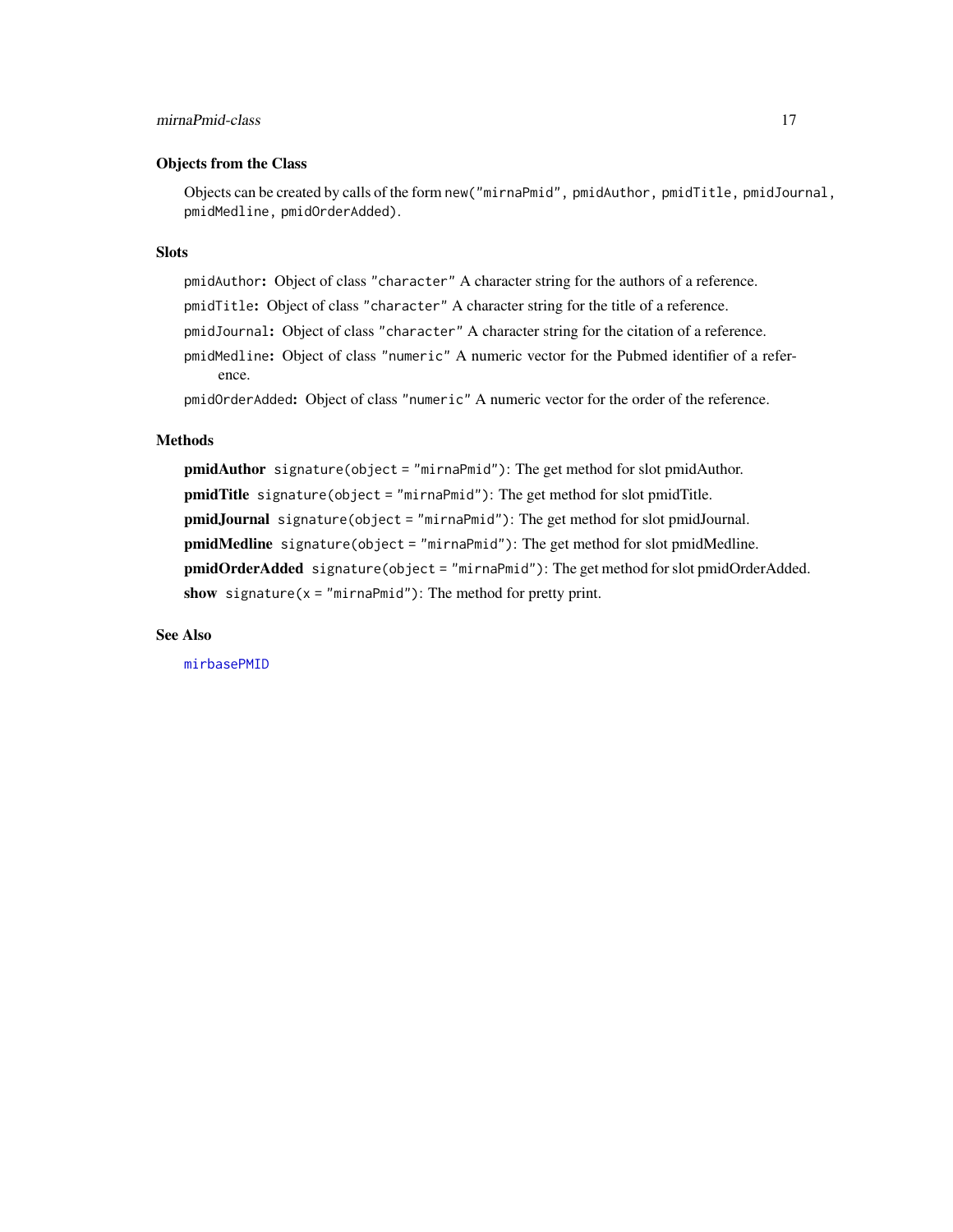### Objects from the Class

Objects can be created by calls of the form `new("mirnaPmid", pmidAuthor, pmidTitle, pmidJournal, pmidMedline, pmidOrderAdded)`.

### Slots

`pmidAuthor`: Object of class `"character"` A character string for the authors of a reference.

`pmidTitle`: Object of class `"character"` A character string for the title of a reference.

`pmidJournal`: Object of class `"character"` A character string for the citation of a reference.

`pmidMedline`: Object of class `"numeric"` A numeric vector for the Pubmed identifier of a reference.

`pmidOrderAdded`: Object of class `"numeric"` A numeric vector for the order of the reference.

### Methods

**pmidAuthor** `signature(object = "mirnaPmid")`: The get method for slot pmidAuthor.

**pmidTitle** `signature(object = "mirnaPmid")`: The get method for slot pmidTitle.

**pmidJournal** `signature(object = "mirnaPmid")`: The get method for slot pmidJournal.

**pmidMedline** `signature(object = "mirnaPmid")`: The get method for slot pmidMedline.

**pmidOrderAdded** `signature(object = "mirnaPmid")`: The get method for slot pmidOrderAdded.

**show** `signature(x = "mirnaPmid")`: The method for pretty print.

### See Also

`mirbasePMID`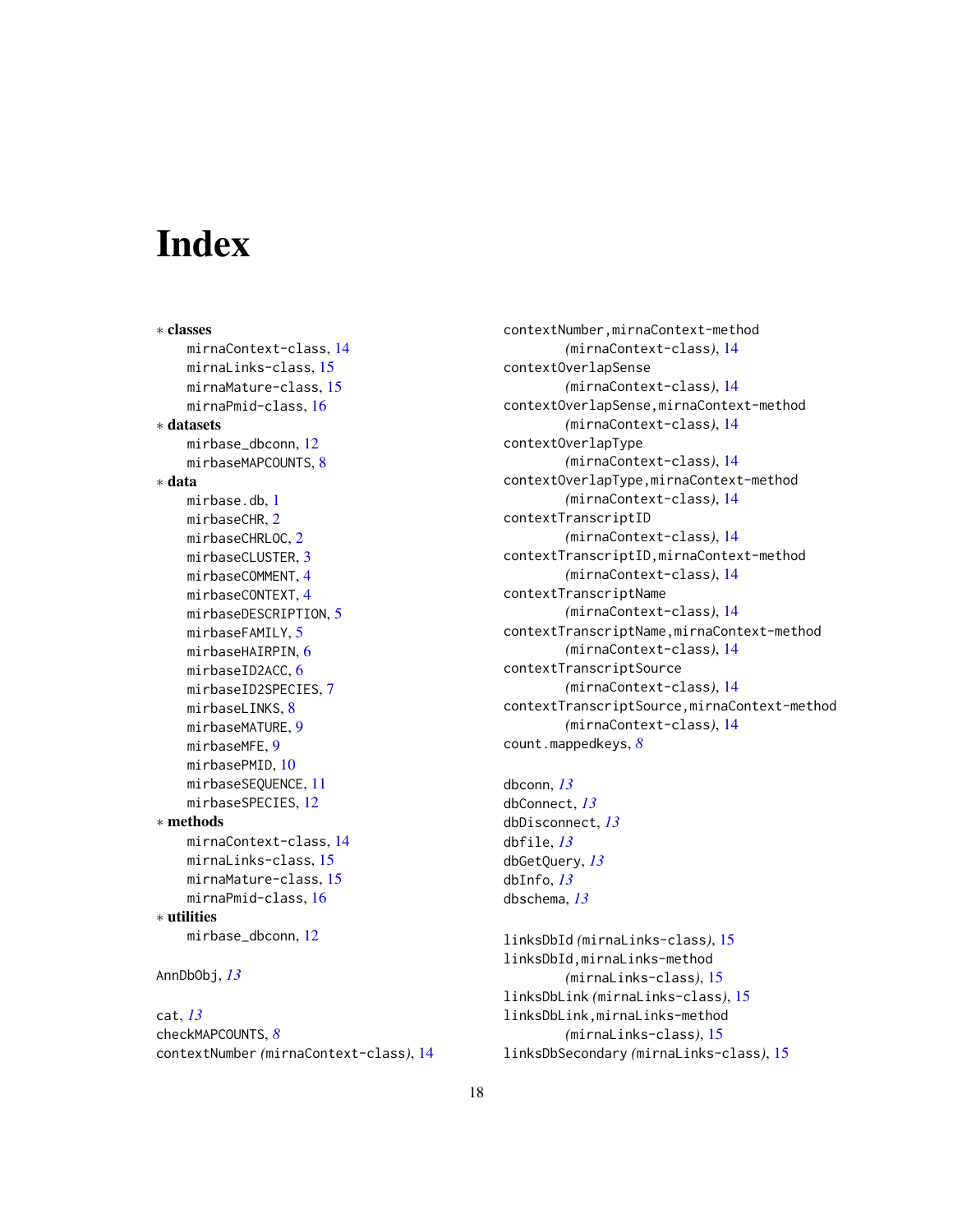# Index

∗ **classes**
- mirnaContext-class, 14
- mirnaLinks-class, 15
- mirnaMature-class, 15
- mirnaPmid-class, 16

∗ **datasets**
- mirbase_dbconn, 12
- mirbaseMAPCOUNTS, 8

∗ **data**
- mirbase.db, 1
- mirbaseCHR, 2
- mirbaseCHRLOC, 2
- mirbaseCLUSTER, 3
- mirbaseCOMMENT, 4
- mirbaseCONTEXT, 4
- mirbaseDESCRIPTION, 5
- mirbaseFAMILY, 5
- mirbaseHAIRPIN, 6
- mirbaseID2ACC, 6
- mirbaseID2SPECIES, 7
- mirbaseLINKS, 8
- mirbaseMATURE, 9
- mirbaseMFE, 9
- mirbasePMID, 10
- mirbaseSEQUENCE, 11
- mirbaseSPECIES, 12

∗ **methods**
- mirnaContext-class, 14
- mirnaLinks-class, 15
- mirnaMature-class, 15
- mirnaPmid-class, 16

∗ **utilities**
- mirbase_dbconn, 12

AnnDbObj, *13*

cat, *13*
checkMAPCOUNTS, *8*
contextNumber *(mirnaContext-class)*, 14
contextNumber,mirnaContext-method *(mirnaContext-class)*, 14
contextOverlapSense *(mirnaContext-class)*, 14
contextOverlapSense,mirnaContext-method *(mirnaContext-class)*, 14
contextOverlapType *(mirnaContext-class)*, 14
contextOverlapType,mirnaContext-method *(mirnaContext-class)*, 14
contextTranscriptID *(mirnaContext-class)*, 14
contextTranscriptID,mirnaContext-method *(mirnaContext-class)*, 14
contextTranscriptName *(mirnaContext-class)*, 14
contextTranscriptName,mirnaContext-method *(mirnaContext-class)*, 14
contextTranscriptSource *(mirnaContext-class)*, 14
contextTranscriptSource,mirnaContext-method *(mirnaContext-class)*, 14
count.mappedkeys, *8*

dbconn, *13*
dbConnect, *13*
dbDisconnect, *13*
dbfile, *13*
dbGetQuery, *13*
dbInfo, *13*
dbschema, *13*

linksDbId *(mirnaLinks-class)*, 15
linksDbId,mirnaLinks-method *(mirnaLinks-class)*, 15
linksDbLink *(mirnaLinks-class)*, 15
linksDbLink,mirnaLinks-method *(mirnaLinks-class)*, 15
linksDbSecondary *(mirnaLinks-class)*, 15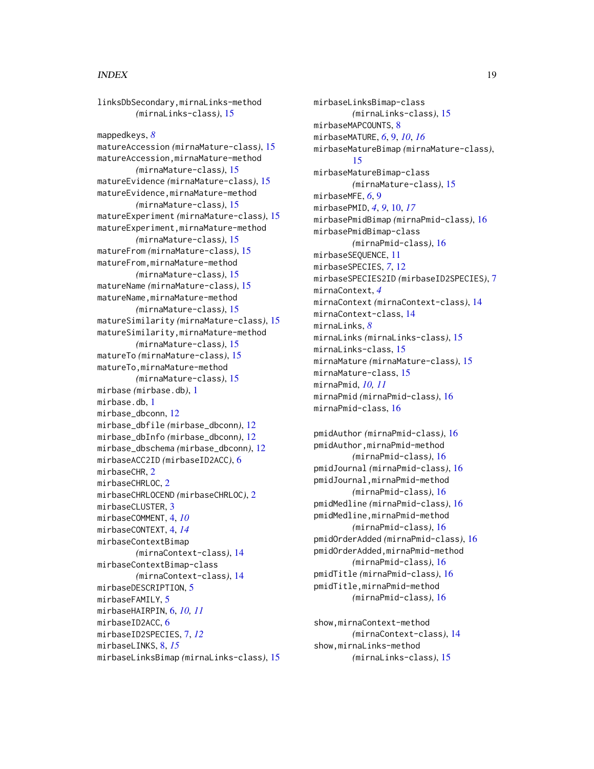linksDbSecondary,mirnaLinks-method
    *(mirnaLinks-class)*, 15

mappedkeys, *8*
matureAccession *(mirnaMature-class)*, 15
matureAccession,mirnaMature-method
    *(mirnaMature-class)*, 15
matureEvidence *(mirnaMature-class)*, 15
matureEvidence,mirnaMature-method
    *(mirnaMature-class)*, 15
matureExperiment *(mirnaMature-class)*, 15
matureExperiment,mirnaMature-method
    *(mirnaMature-class)*, 15
matureFrom *(mirnaMature-class)*, 15
matureFrom,mirnaMature-method
    *(mirnaMature-class)*, 15
matureName *(mirnaMature-class)*, 15
matureName,mirnaMature-method
    *(mirnaMature-class)*, 15
matureSimilarity *(mirnaMature-class)*, 15
matureSimilarity,mirnaMature-method
    *(mirnaMature-class)*, 15
matureTo *(mirnaMature-class)*, 15
matureTo,mirnaMature-method
    *(mirnaMature-class)*, 15
mirbase *(mirbase.db)*, 1
mirbase.db, 1
mirbase_dbconn, 12
mirbase_dbfile *(mirbase_dbconn)*, 12
mirbase_dbInfo *(mirbase_dbconn)*, 12
mirbase_dbschema *(mirbase_dbconn)*, 12
mirbaseACC2ID *(mirbaseID2ACC)*, 6
mirbaseCHR, 2
mirbaseCHRLOC, 2
mirbaseCHRLOCEND *(mirbaseCHRLOC)*, 2
mirbaseCLUSTER, 3
mirbaseCOMMENT, 4, *10*
mirbaseCONTEXT, 4, *14*
mirbaseContextBimap
    *(mirnaContext-class)*, 14
mirbaseContextBimap-class
    *(mirnaContext-class)*, 14
mirbaseDESCRIPTION, 5
mirbaseFAMILY, 5
mirbaseHAIRPIN, 6, *10, 11*
mirbaseID2ACC, 6
mirbaseID2SPECIES, 7, *12*
mirbaseLINKS, 8, *15*
mirbaseLinksBimap *(mirnaLinks-class)*, 15
mirbaseLinksBimap-class
    *(mirnaLinks-class)*, 15
mirbaseMAPCOUNTS, 8
mirbaseMATURE, *6*, 9, *10*, *16*
mirbaseMatureBimap *(mirnaMature-class)*,
    15
mirbaseMatureBimap-class
    *(mirnaMature-class)*, 15
mirbaseMFE, *6*, 9
mirbasePMID, *4*, *9*, 10, *17*
mirbasePmidBimap *(mirnaPmid-class)*, 16
mirbasePmidBimap-class
    *(mirnaPmid-class)*, 16
mirbaseSEQUENCE, 11
mirbaseSPECIES, *7*, 12
mirbaseSPECIES2ID *(mirbaseID2SPECIES)*, 7
mirnaContext, *4*
mirnaContext *(mirnaContext-class)*, 14
mirnaContext-class, 14
mirnaLinks, *8*
mirnaLinks *(mirnaLinks-class)*, 15
mirnaLinks-class, 15
mirnaMature *(mirnaMature-class)*, 15
mirnaMature-class, 15
mirnaPmid, *10, 11*
mirnaPmid *(mirnaPmid-class)*, 16
mirnaPmid-class, 16

pmidAuthor *(mirnaPmid-class)*, 16
pmidAuthor,mirnaPmid-method
    *(mirnaPmid-class)*, 16
pmidJournal *(mirnaPmid-class)*, 16
pmidJournal,mirnaPmid-method
    *(mirnaPmid-class)*, 16
pmidMedline *(mirnaPmid-class)*, 16
pmidMedline,mirnaPmid-method
    *(mirnaPmid-class)*, 16
pmidOrderAdded *(mirnaPmid-class)*, 16
pmidOrderAdded,mirnaPmid-method
    *(mirnaPmid-class)*, 16
pmidTitle *(mirnaPmid-class)*, 16
pmidTitle,mirnaPmid-method
    *(mirnaPmid-class)*, 16

show,mirnaContext-method
    *(mirnaContext-class)*, 14
show,mirnaLinks-method
    *(mirnaLinks-class)*, 15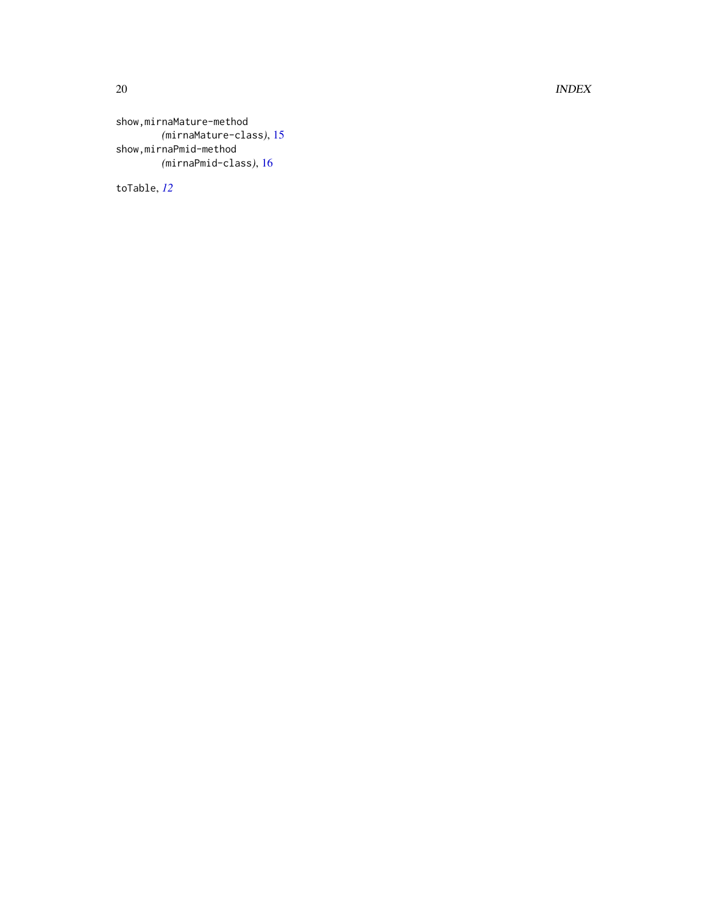show,mirnaMature-method
    (mirnaMature-class), 15
show,mirnaPmid-method
    (mirnaPmid-class), 16

toTable, *12*